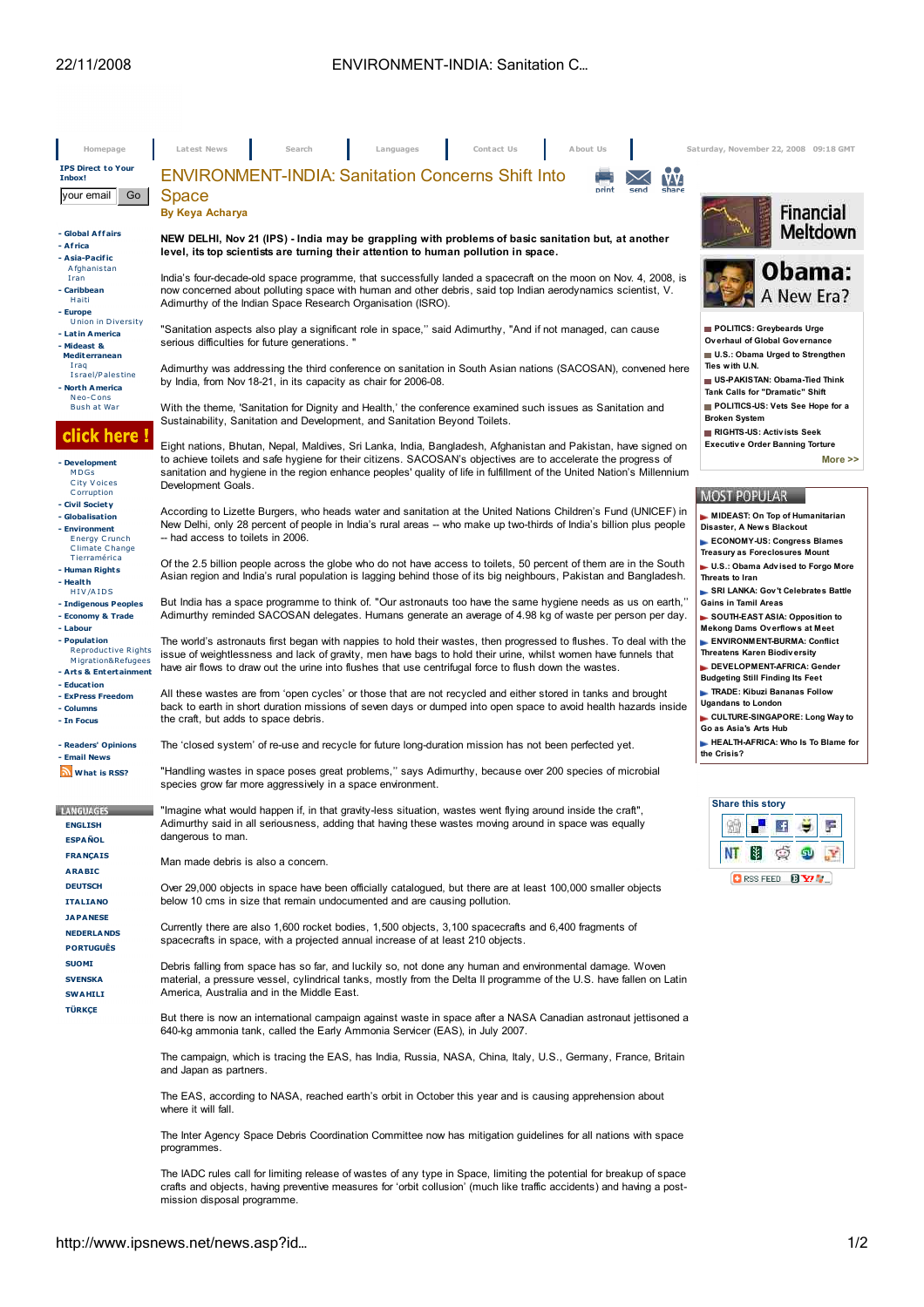# ENVIRONMENT-INDIA: Sanitation Concerns Shift Into Space

**By Keya Acharya**

**NEW DELHI, Nov 21 (IPS) - India may be grappling with problems of basic sanitation but, at another level, its top scientists are turning their attention to human pollution in space.**

India's four-decade-old space programme, that successfully landed a spacecraft on the moon on Nov. 4, 2008, is now concerned about polluting space with human and other debris, said top Indian aerodynamics scientist, V. Adimurthy of the Indian Space Research Organisation (ISRO).

"Sanitation aspects also play a significant role in space,'' said Adimurthy, "And if not managed, can cause serious difficulties for future generations. "

Adimurthy was addressing the third conference on sanitation in South Asian nations (SACOSAN), convened here by India, from Nov 18-21, in its capacity as chair for 2006-08.

With the theme, 'Sanitation for Dignity and Health,' the conference examined such issues as Sanitation and Sustainability, Sanitation and Development, and Sanitation Beyond Toilets.

Eight nations, Bhutan, Nepal, Maldives, Sri Lanka, India, Bangladesh, Afghanistan and Pakistan, have signed on to achieve toilets and safe hygiene for their citizens. SACOSAN's objectives are to accelerate the progress of sanitation and hygiene in the region enhance peoples' quality of life in fulfillment of the United Nation's Millennium Development Goals.

According to Lizette Burgers, who heads water and sanitation at the United Nations Children's Fund (UNICEF) in New Delhi, only 28 percent of people in India's rural areas -- who make up two-thirds of India's billion plus people -- had access to toilets in 2006.

Of the 2.5 billion people across the globe who do not have access to toilets, 50 percent of them are in the South Asian region and India's rural population is lagging behind those of its big neighbours, Pakistan and Bangladesh.

But India has a space programme to think of. "Our astronauts too have the same hygiene needs as us on earth,'' Adimurthy reminded SACOSAN delegates. Humans generate an average of 4.98 kg of waste per person per day.

The world's astronauts first began with nappies to hold their wastes, then progressed to flushes. To deal with the issue of weightlessness and lack of gravity, men have bags to hold their urine, whilst women have funnels that have air flows to draw out the urine into flushes that use centrifugal force to flush down the wastes.

All these wastes are from 'open cycles' or those that are not recycled and either stored in tanks and brought back to earth in short duration missions of seven days or dumped into open space to avoid health hazards inside the craft, but adds to space debris.

The 'closed system' of re-use and recycle for future long-duration mission has not been perfected yet.

"Handling wastes in space poses great problems,'' says Adimurthy, because over 200 species of microbial species grow far more aggressively in a space environment.

"Imagine what would happen if, in that gravity-less situation, wastes went flying around inside the craft", Adimurthy said in all seriousness, adding that having these wastes moving around in space was equally dangerous to man.

Man made debris is also a concern.

Over 29,000 objects in space have been officially catalogued, but there are at least 100,000 smaller objects below 10 cms in size that remain undocumented and are causing pollution.

Currently there are also 1,600 rocket bodies, 1,500 objects, 3,100 spacecrafts and 6,400 fragments of spacecrafts in space, with a projected annual increase of at least 210 objects.

Debris falling from space has so far, and luckily so, not done any human and environmental damage. Woven material, a pressure vessel, cylindrical tanks, mostly from the Delta II programme of the U.S. have fallen on Latin America, Australia and in the Middle East.

But there is now an international campaign against waste in space after a NASA Canadian astronaut jettisoned a 640-kg ammonia tank, called the Early Ammonia Servicer (EAS), in July 2007.

The campaign, which is tracing the EAS, has India, Russia, NASA, China, Italy, U.S., Germany, France, Britain and Japan as partners.

The EAS, according to NASA, reached earth's orbit in October this year and is causing apprehension about where it will fall.

The Inter Agency Space Debris Coordination Committee now has mitigation guidelines for all nations with space programmes.

The IADC rules call for limiting release of wastes of any type in Space, limiting the potential for breakup of space crafts and objects, having preventive measures for 'orbit collusion' (much like traffic accidents) and having a post-mission disposal programme.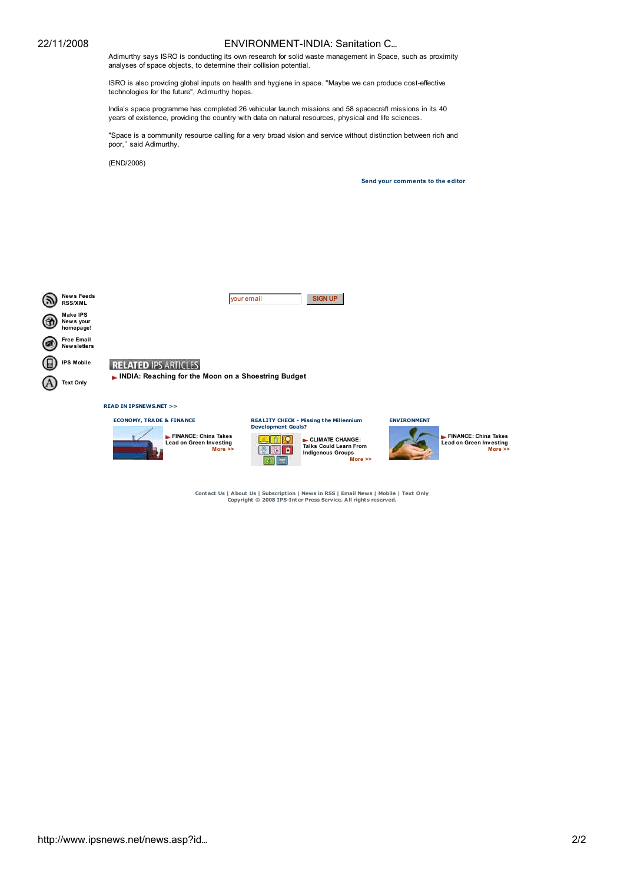Adimurthy says ISRO is conducting its own research for solid waste management in Space, such as proximity analyses of space objects, to determine their collision potential.

ISRO is also providing global inputs on health and hygiene in space. "Maybe we can produce cost-effective technologies for the future", Adimurthy hopes.

India's space programme has completed 26 vehicular launch missions and 58 spacecraft missions in its 40 years of existence, providing the country with data on natural resources, physical and life sciences.

"Space is a community resource calling for a very broad vision and service without distinction between rich and poor,'' said Adimurthy.

(END/2008)

Send your comments to the editor

News Feeds RSS/XML

Make IPS News your homepage!

Free Email Newsletters

IPS Mobile

Text Only

your email SIGN UP

**RELATED IPS ARTICLES**

- **INDIA: Reaching for the Moon on a Shoestring Budget**

**READ IN IPSNEWS.NET >>**

**ECONOMY, TRADE & FINANCE**

**FINANCE: China Takes Lead on Green Investing**
More >>

**REALITY CHECK - Missing the Millennium Development Goals?**

**CLIMATE CHANGE: Talks Could Learn From Indigenous Groups**
More >>

**ENVIRONMENT**

**FINANCE: China Takes Lead on Green Investing**
More >>

Contact Us | About Us | Subscription | News in RSS | Email News | Mobile | Text Only
Copyright © 2008 IPS-Inter Press Service. All rights reserved.